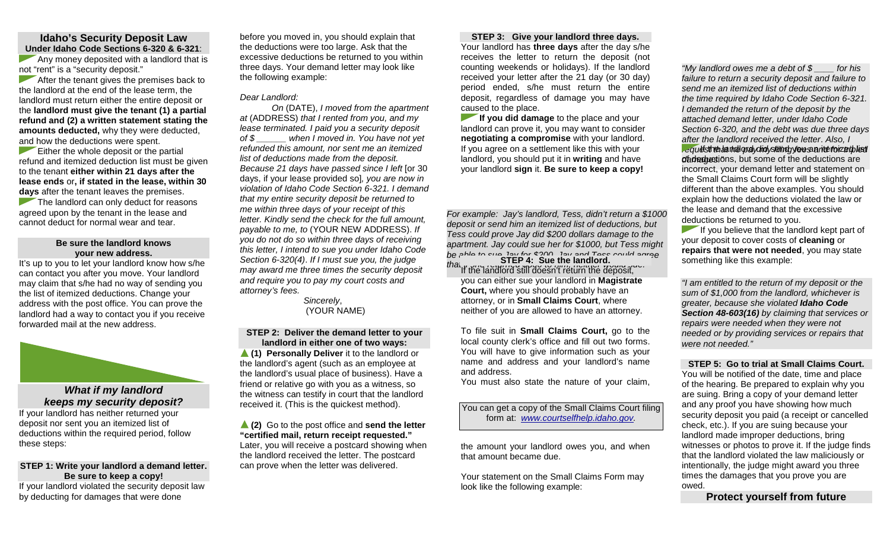## Idaho's Security Deposit Law

**Under Idaho Code Sections 6-320 & 6-321**:

- Any money deposited with a landlord that is not "rent" is a "security deposit."
- After the tenant gives the premises back to the landlord at the end of the lease term, the landlord must return either the entire deposit or the **landlord must give the tenant (1) a partial refund and (2) a written statement stating the amounts deducted,** why they were deducted, and how the deductions were spent.
- Either the whole deposit or the partial refund and itemized deduction list must be given to the tenant **either within 21 days after the lease ends** or**, if stated in the lease, within 30 days** after the tenant leaves the premises.
- The landlord can only deduct for reasons agreed upon by the tenant in the lease and cannot deduct for normal wear and tear.

### Be sure the landlord knows your new address.

It's up to you to let your landlord know how s/he can contact you after you move. Your landlord may claim that s/he had no way of sending you the list of itemized deductions. Change your address with the post office. You can prove the landlord had a way to contact you if you receive forwarded mail at the new address.

## *What if my landlord keeps my security deposit?*

If your landlord has neither returned your deposit nor sent you an itemized list of deductions within the required period, follow these steps:

### STEP 1: Write your landlord a demand letter. Be sure to keep a copy!

If your landlord violated the security deposit law by deducting for damages that were done before you moved in, you should explain that the deductions were too large. Ask that the excessive deductions be returned to you within three days. Your demand letter may look like the following example:

*Dear Landlord:*

*On* (DATE), *I moved from the apartment at* (ADDRESS) *that I rented from you, and my lease terminated. I paid you a security deposit of $ ______ when I moved in. You have not yet refunded this amount, nor sent me an itemized list of deductions made from the deposit. Because 21 days have passed since I left* [or 30 days, if your lease provided so]*, you are now in violation of Idaho Code Section 6-321. I demand that my entire security deposit be returned to me within three days of your receipt of this letter. Kindly send the check for the full amount, payable to me, to* (YOUR NEW ADDRESS). *If you do not do so within three days of receiving this letter, I intend to sue you under Idaho Code Section 6-320(4). If I must sue you, the judge may award me three times the security deposit and require you to pay my court costs and attorney's fees.*

*Sincerely*,
(YOUR NAME)

### STEP 2: Deliver the demand letter to your landlord in either one of two ways:

**(1) Personally Deliver** it to the landlord or the landlord's agent (such as an employee at the landlord's usual place of business). Have a friend or relative go with you as a witness, so the witness can testify in court that the landlord received it. (This is the quickest method).

**(2)** Go to the post office and **send the letter "certified mail, return receipt requested."** Later, you will receive a postcard showing when the landlord received the letter. The postcard can prove when the letter was delivered.

### STEP 3: Give your landlord three days.

Your landlord has **three days** after the day s/he receives the letter to return the deposit (not counting weekends or holidays). If the landlord received your letter after the 21 day (or 30 day) period ended, s/he must return the entire deposit, regardless of damage you may have caused to the place.

**If you did damage** to the place and your landlord can prove it, you may want to consider **negotiating a compromise** with your landlord. If you agree on a settlement like this with your landlord, you should put it in **writing** and have your landlord **sign** it. **Be sure to keep a copy!**

*For example: Jay's landlord, Tess, didn't return a $1000 deposit or send him an itemized list of deductions, but Tess could prove Jay did $200 dollars damage to the apartment. Jay could sue her for $1000, but Tess might be able to sue Jay for $200. Jay and Tess could agree that ...*

### STEP 4: Sue the landlord.

If the landlord still doesn't return the deposit, you can either sue your landlord in **Magistrate Court,** where you should probably have an attorney, or in **Small Claims Court**, where neither of you are allowed to have an attorney.

To file suit in **Small Claims Court,** go to the local county clerk's office and fill out two forms. You will have to give information such as your name and address and your landlord's name and address.

You must also state the nature of your claim, the amount your landlord owes you, and when that amount became due.

> You can get a copy of the Small Claims Court filing form at: *www.courtselfhelp.idaho.gov*.

Your statement on the Small Claims Form may look like the following example:

*"My landlord owes me a debt of $ ____ for his failure to return a security deposit and failure to send me an itemized list of deductions within the time required by Idaho Code Section 6-321. I demanded the return of the deposit by the attached demand letter, under Idaho Code Section 6-320, and the debt was due three days after the landlord received the letter. Also, I request that the judge award me treble damages."*

If the landlord did send you an itemized list of deductions, but some of the deductions are incorrect, your demand letter and statement on the Small Claims Court form will be slightly different than the above examples. You should explain how the deductions violated the law or the lease and demand that the excessive deductions be returned to you.

- If you believe that the landlord kept part of your deposit to cover costs of **cleaning** or **repairs that were not needed**, you may state something like this example:

*"I am entitled to the return of my deposit or the sum of $1,000 from the landlord, whichever is greater, because she violated* ***Idaho Code Section 48-603(16)*** *by claiming that services or repairs were needed when they were not needed or by providing services or repairs that were not needed."*

### STEP 5: Go to trial at Small Claims Court.

You will be notified of the date, time and place of the hearing. Be prepared to explain why you are suing. Bring a copy of your demand letter and any proof you have showing how much security deposit you paid (a receipt or cancelled check, etc.). If you are suing because your landlord made improper deductions, bring witnesses or photos to prove it. If the judge finds that the landlord violated the law maliciously or intentionally, the judge might award you three times the damages that you prove you are owed.

### Protect yourself from future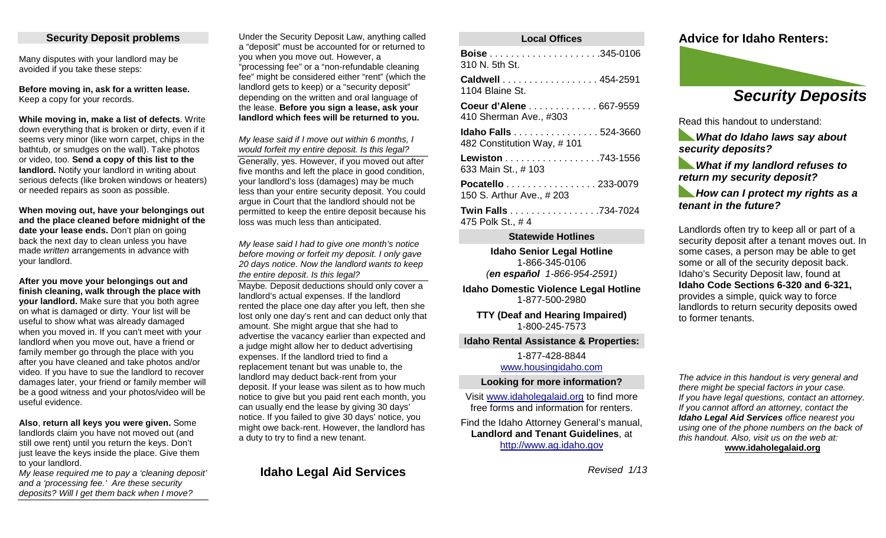## Security Deposit problems

Many disputes with your landlord may be avoided if you take these steps:

**Before moving in, ask for a written lease.** Keep a copy for your records.

**While moving in, make a list of defects**. Write down everything that is broken or dirty, even if it seems very minor (like worn carpet, chips in the bathtub, or smudges on the wall). Take photos or video, too. **Send a copy of this list to the landlord.** Notify your landlord in writing about serious defects (like broken windows or heaters) or needed repairs as soon as possible.

**When moving out, have your belongings out and the place cleaned before midnight of the date your lease ends.** Don't plan on going back the next day to clean unless you have made *written* arrangements in advance with your landlord.

**After you move your belongings out and finish cleaning, walk through the place with your landlord.** Make sure that you both agree on what is damaged or dirty. Your list will be useful to show what was already damaged when you moved in. If you can't meet with your landlord when you move out, have a friend or family member go through the place with you after you have cleaned and take photos and/or video. If you have to sue the landlord to recover damages later, your friend or family member will be a good witness and your photos/video will be useful evidence.

**Also**, **return all keys you were given.** Some landlords claim you have not moved out (and still owe rent) until you return the keys. Don't just leave the keys inside the place. Give them to your landlord.

*My lease required me to pay a 'cleaning deposit' and a 'processing fee.' Are these security deposits? Will I get them back when I move?*

Under the Security Deposit Law, anything called a "deposit" must be accounted for or returned to you when you move out. However, a "processing fee" or a "non-refundable cleaning fee" might be considered either "rent" (which the landlord gets to keep) or a "security deposit" depending on the written and oral language of the lease. **Before you sign a lease, ask your landlord which fees will be returned to you.**

*My lease said if I move out within 6 months, I would forfeit my entire deposit. Is this legal?*

Generally, yes. However, if you moved out after five months and left the place in good condition, your landlord's loss (damages) may be much less than your entire security deposit. You could argue in Court that the landlord should not be permitted to keep the entire deposit because his loss was much less than anticipated.

*My lease said I had to give one month's notice before moving or forfeit my deposit. I only gave 20 days notice. Now the landlord wants to keep the entire deposit. Is this legal?*

Maybe. Deposit deductions should only cover a landlord's actual expenses. If the landlord rented the place one day after you left, then she lost only one day's rent and can deduct only that amount. She might argue that she had to advertise the vacancy earlier than expected and a judge might allow her to deduct advertising expenses. If the landlord tried to find a replacement tenant but was unable to, the landlord may deduct back-rent from your deposit. If your lease was silent as to how much notice to give but you paid rent each month, you can usually end the lease by giving 30 days' notice. If you failed to give 30 days' notice, you might owe back-rent. However, the landlord has a duty to try to find a new tenant.

## Idaho Legal Aid Services

### Local Offices

**Boise** . . . . . . . . . . . . . . . . . . . . .345-0106
310 N. 5th St.

**Caldwell** . . . . . . . . . . . . . . . . . . 454-2591
1104 Blaine St.

**Coeur d'Alene** . . . . . . . . . . . . . 667-9559
410 Sherman Ave., #303

**Idaho Falls** . . . . . . . . . . . . . . . . 524-3660
482 Constitution Way, # 101

**Lewiston** . . . . . . . . . . . . . . . . . .743-1556
633 Main St., # 103

**Pocatello** . . . . . . . . . . . . . . . . . 233-0079
150 S. Arthur Ave., # 203

**Twin Falls** . . . . . . . . . . . . . . . . .734-7024
475 Polk St., # 4

### Statewide Hotlines

**Idaho Senior Legal Hotline**
1-866-345-0106
(*en español 1-866-954-2591)*

**Idaho Domestic Violence Legal Hotline**
1-877-500-2980

**TTY (Deaf and Hearing Impaired)**
1-800-245-7573

### Idaho Rental Assistance & Properties:

1-877-428-8844
www.housingidaho.com

### Looking for more information?

Visit www.idaholegalaid.org to find more free forms and information for renters.

Find the Idaho Attorney General's manual, **Landlord and Tenant Guidelines**, at http://www.ag.idaho.gov

*Revised 1/13*

# Advice for Idaho Renters:

# *Security Deposits*

Read this handout to understand:

- ***What do Idaho laws say about security deposits?***
- ***What if my landlord refuses to return my security deposit?***
- ***How can I protect my rights as a tenant in the future?***

Landlords often try to keep all or part of a security deposit after a tenant moves out. In some cases, a person may be able to get some or all of the security deposit back. Idaho's Security Deposit law, found at **Idaho Code Sections 6-320 and 6-321,** provides a simple, quick way to force landlords to return security deposits owed to former tenants.

*The advice in this handout is very general and there might be special factors in your case. If you have legal questions, contact an attorney. If you cannot afford an attorney, contact the* ***Idaho Legal Aid Services*** *office nearest you using one of the phone numbers on the back of this handout. Also, visit us on the web at:*
**www.idaholegalaid.org**